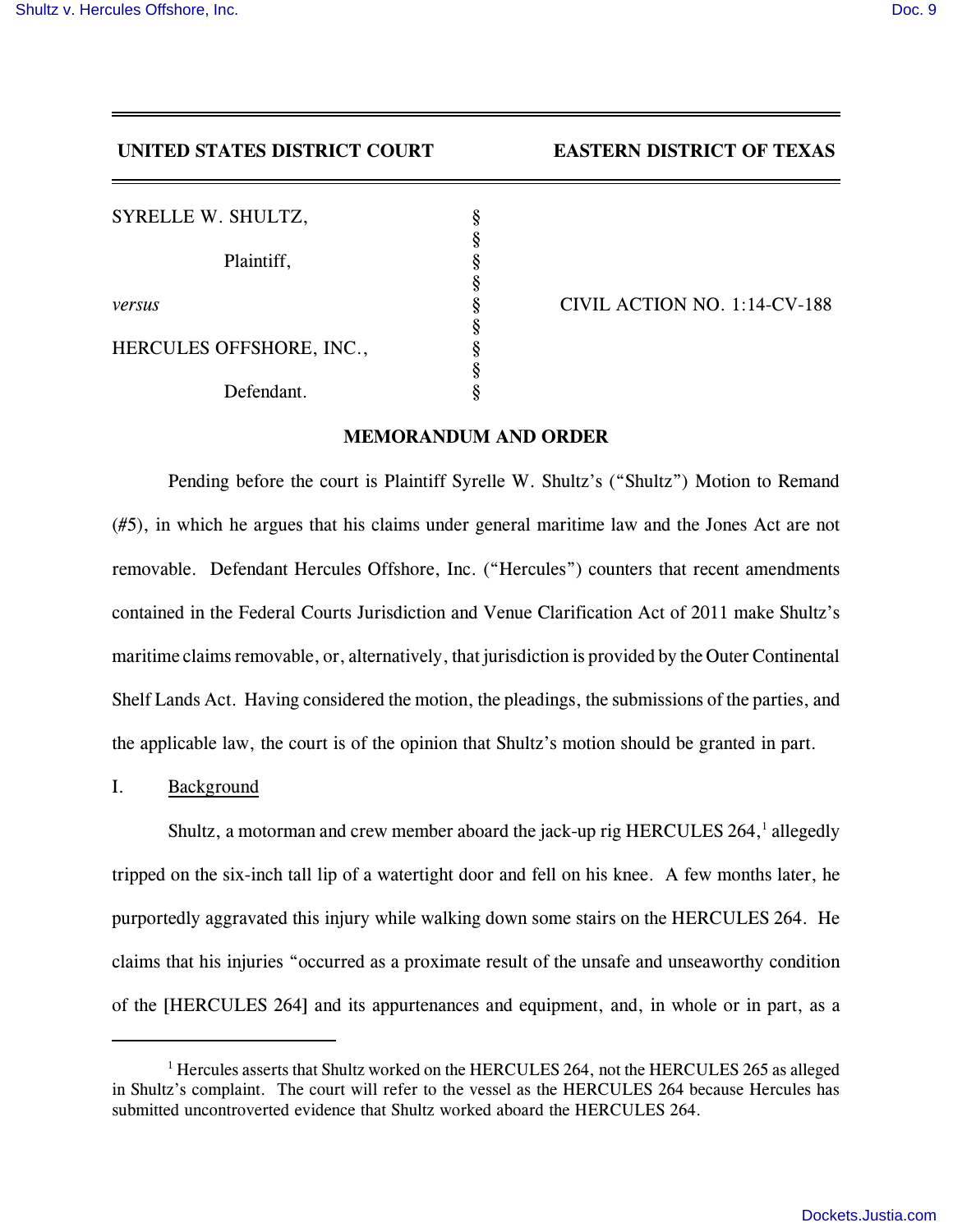**UNITED STATES DISTRICT COURT EASTERN DISTRICT OF TEXAS**

| | | |
|---|---|---|
| SYRELLE W. SHULTZ, | § | |
| | § | |
| Plaintiff, | § | |
| | § | |
| *versus* | § | CIVIL ACTION NO. 1:14-CV-188 |
| | § | |
| HERCULES OFFSHORE, INC., | § | |
| | § | |
| Defendant. | § | |

## MEMORANDUM AND ORDER

Pending before the court is Plaintiff Syrelle W. Shultz's ("Shultz") Motion to Remand (#5), in which he argues that his claims under general maritime law and the Jones Act are not removable. Defendant Hercules Offshore, Inc. ("Hercules") counters that recent amendments contained in the Federal Courts Jurisdiction and Venue Clarification Act of 2011 make Shultz's maritime claims removable, or, alternatively, that jurisdiction is provided by the Outer Continental Shelf Lands Act. Having considered the motion, the pleadings, the submissions of the parties, and the applicable law, the court is of the opinion that Shultz's motion should be granted in part.

I. Background

Shultz, a motorman and crew member aboard the jack-up rig HERCULES 264,[1] allegedly tripped on the six-inch tall lip of a watertight door and fell on his knee. A few months later, he purportedly aggravated this injury while walking down some stairs on the HERCULES 264. He claims that his injuries "occurred as a proximate result of the unsafe and unseaworthy condition of the [HERCULES 264] and its appurtenances and equipment, and, in whole or in part, as a

[1] Hercules asserts that Shultz worked on the HERCULES 264, not the HERCULES 265 as alleged in Shultz's complaint. The court will refer to the vessel as the HERCULES 264 because Hercules has submitted uncontroverted evidence that Shultz worked aboard the HERCULES 264.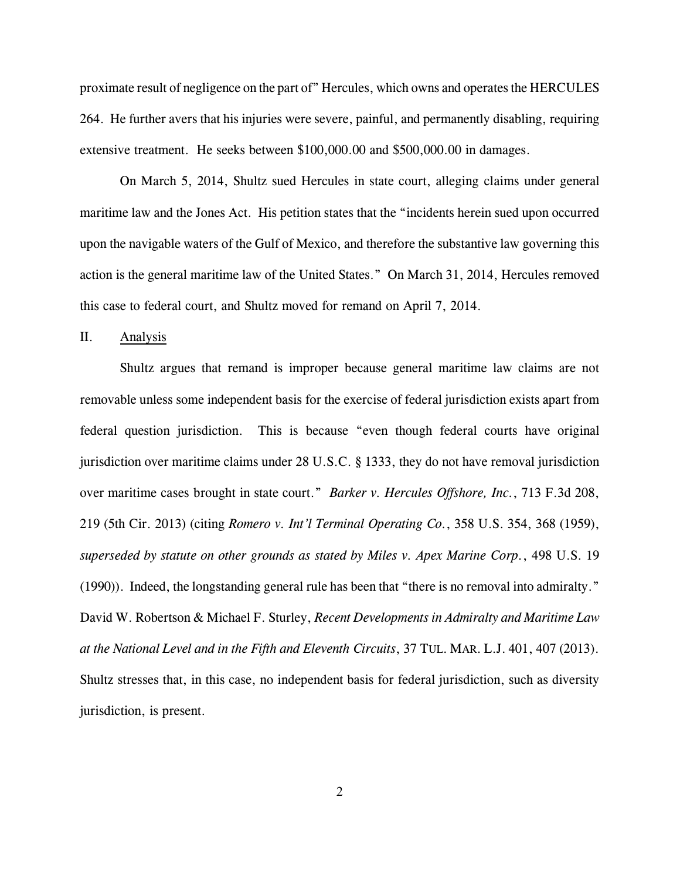proximate result of negligence on the part of" Hercules, which owns and operates the HERCULES 264. He further avers that his injuries were severe, painful, and permanently disabling, requiring extensive treatment. He seeks between $100,000.00 and $500,000.00 in damages.

On March 5, 2014, Shultz sued Hercules in state court, alleging claims under general maritime law and the Jones Act. His petition states that the "incidents herein sued upon occurred upon the navigable waters of the Gulf of Mexico, and therefore the substantive law governing this action is the general maritime law of the United States." On March 31, 2014, Hercules removed this case to federal court, and Shultz moved for remand on April 7, 2014.

## II. <u>Analysis</u>

Shultz argues that remand is improper because general maritime law claims are not removable unless some independent basis for the exercise of federal jurisdiction exists apart from federal question jurisdiction. This is because "even though federal courts have original jurisdiction over maritime claims under 28 U.S.C. § 1333, they do not have removal jurisdiction over maritime cases brought in state court." *Barker v. Hercules Offshore, Inc.*, 713 F.3d 208, 219 (5th Cir. 2013) (citing *Romero v. Int'l Terminal Operating Co.*, 358 U.S. 354, 368 (1959), *superseded by statute on other grounds as stated by Miles v. Apex Marine Corp.*, 498 U.S. 19 (1990)). Indeed, the longstanding general rule has been that "there is no removal into admiralty." David W. Robertson & Michael F. Sturley, *Recent Developments in Admiralty and Maritime Law at the National Level and in the Fifth and Eleventh Circuits*, 37 TUL. MAR. L.J. 401, 407 (2013). Shultz stresses that, in this case, no independent basis for federal jurisdiction, such as diversity jurisdiction, is present.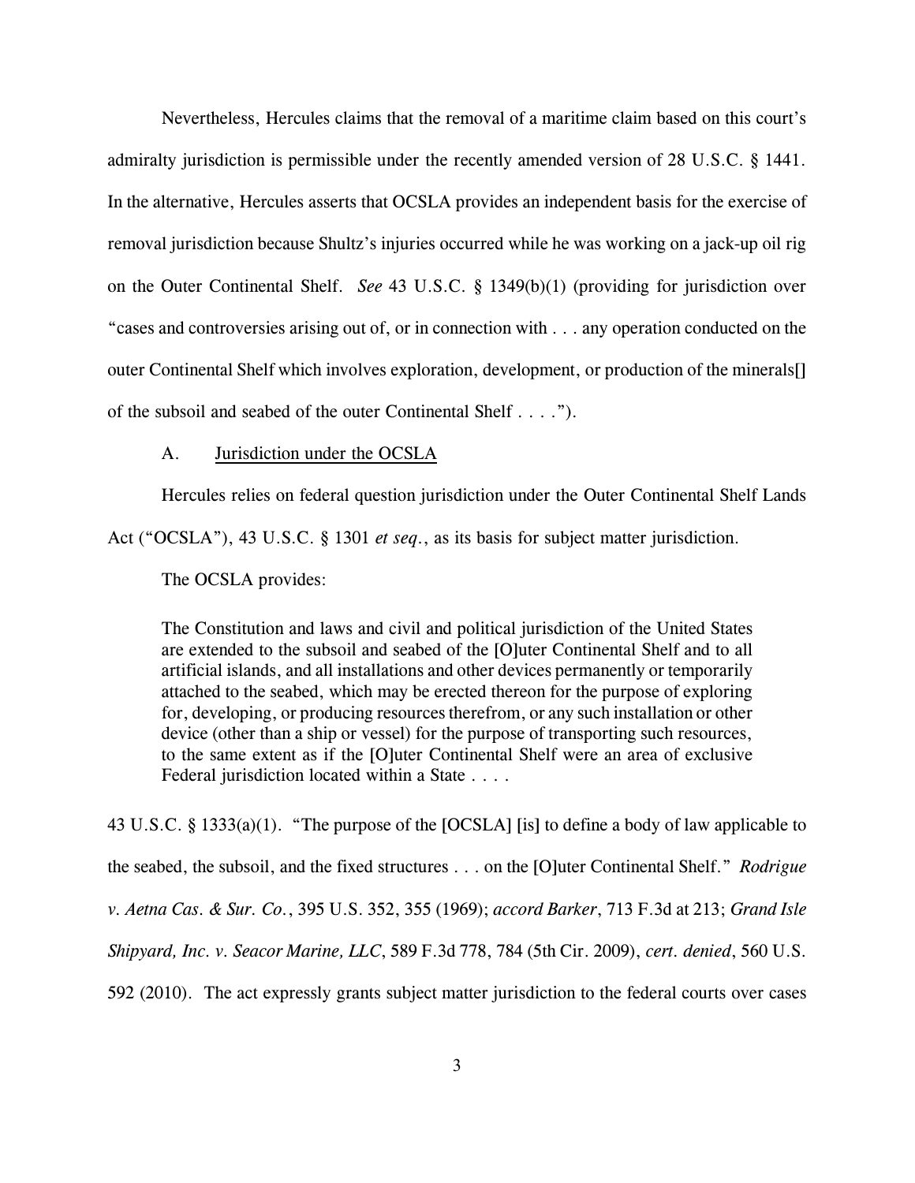Nevertheless, Hercules claims that the removal of a maritime claim based on this court's admiralty jurisdiction is permissible under the recently amended version of 28 U.S.C. § 1441. In the alternative, Hercules asserts that OCSLA provides an independent basis for the exercise of removal jurisdiction because Shultz's injuries occurred while he was working on a jack-up oil rig on the Outer Continental Shelf. *See* 43 U.S.C. § 1349(b)(1) (providing for jurisdiction over "cases and controversies arising out of, or in connection with . . . any operation conducted on the outer Continental Shelf which involves exploration, development, or production of the minerals[] of the subsoil and seabed of the outer Continental Shelf . . . .").

A. <u>Jurisdiction under the OCSLA</u>

Hercules relies on federal question jurisdiction under the Outer Continental Shelf Lands Act ("OCSLA"), 43 U.S.C. § 1301 *et seq.*, as its basis for subject matter jurisdiction.

The OCSLA provides:

> The Constitution and laws and civil and political jurisdiction of the United States are extended to the subsoil and seabed of the [O]uter Continental Shelf and to all artificial islands, and all installations and other devices permanently or temporarily attached to the seabed, which may be erected thereon for the purpose of exploring for, developing, or producing resources therefrom, or any such installation or other device (other than a ship or vessel) for the purpose of transporting such resources, to the same extent as if the [O]uter Continental Shelf were an area of exclusive Federal jurisdiction located within a State . . . .

43 U.S.C. § 1333(a)(1). "The purpose of the [OCSLA] [is] to define a body of law applicable to the seabed, the subsoil, and the fixed structures . . . on the [O]uter Continental Shelf." *Rodrigue v. Aetna Cas. & Sur. Co.*, 395 U.S. 352, 355 (1969); *accord Barker*, 713 F.3d at 213; *Grand Isle Shipyard, Inc. v. Seacor Marine, LLC*, 589 F.3d 778, 784 (5th Cir. 2009), *cert. denied*, 560 U.S. 592 (2010). The act expressly grants subject matter jurisdiction to the federal courts over cases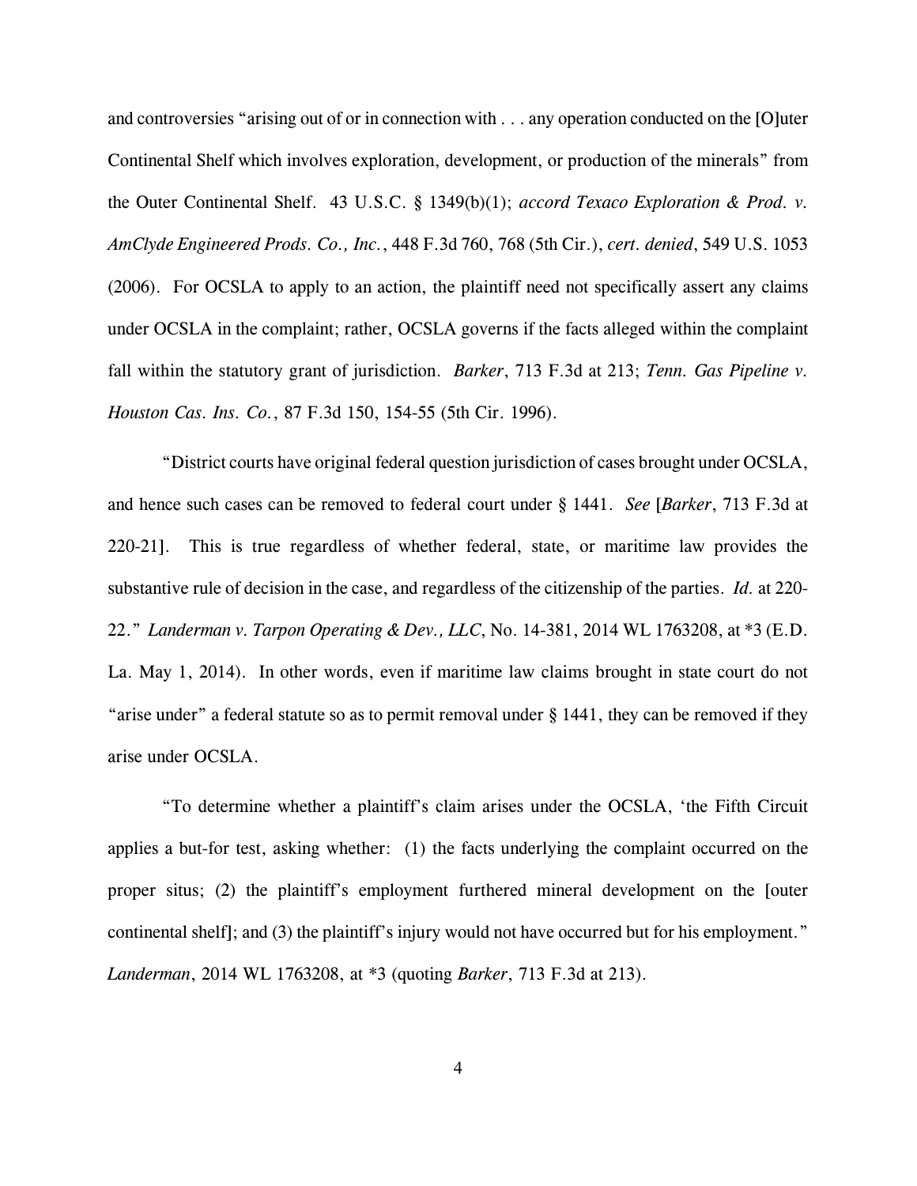and controversies "arising out of or in connection with . . . any operation conducted on the [O]uter Continental Shelf which involves exploration, development, or production of the minerals" from the Outer Continental Shelf. 43 U.S.C. § 1349(b)(1); *accord Texaco Exploration & Prod. v. AmClyde Engineered Prods. Co., Inc.*, 448 F.3d 760, 768 (5th Cir.), *cert. denied*, 549 U.S. 1053 (2006). For OCSLA to apply to an action, the plaintiff need not specifically assert any claims under OCSLA in the complaint; rather, OCSLA governs if the facts alleged within the complaint fall within the statutory grant of jurisdiction. *Barker*, 713 F.3d at 213; *Tenn. Gas Pipeline v. Houston Cas. Ins. Co.*, 87 F.3d 150, 154-55 (5th Cir. 1996).

"District courts have original federal question jurisdiction of cases brought under OCSLA, and hence such cases can be removed to federal court under § 1441. *See* [*Barker*, 713 F.3d at 220-21]. This is true regardless of whether federal, state, or maritime law provides the substantive rule of decision in the case, and regardless of the citizenship of the parties. *Id.* at 220-22." *Landerman v. Tarpon Operating & Dev., LLC*, No. 14-381, 2014 WL 1763208, at *3 (E.D. La. May 1, 2014). In other words, even if maritime law claims brought in state court do not "arise under" a federal statute so as to permit removal under § 1441, they can be removed if they arise under OCSLA.

"To determine whether a plaintiff's claim arises under the OCSLA, 'the Fifth Circuit applies a but-for test, asking whether: (1) the facts underlying the complaint occurred on the proper situs; (2) the plaintiff's employment furthered mineral development on the [outer continental shelf]; and (3) the plaintiff's injury would not have occurred but for his employment." *Landerman*, 2014 WL 1763208, at *3 (quoting *Barker*, 713 F.3d at 213).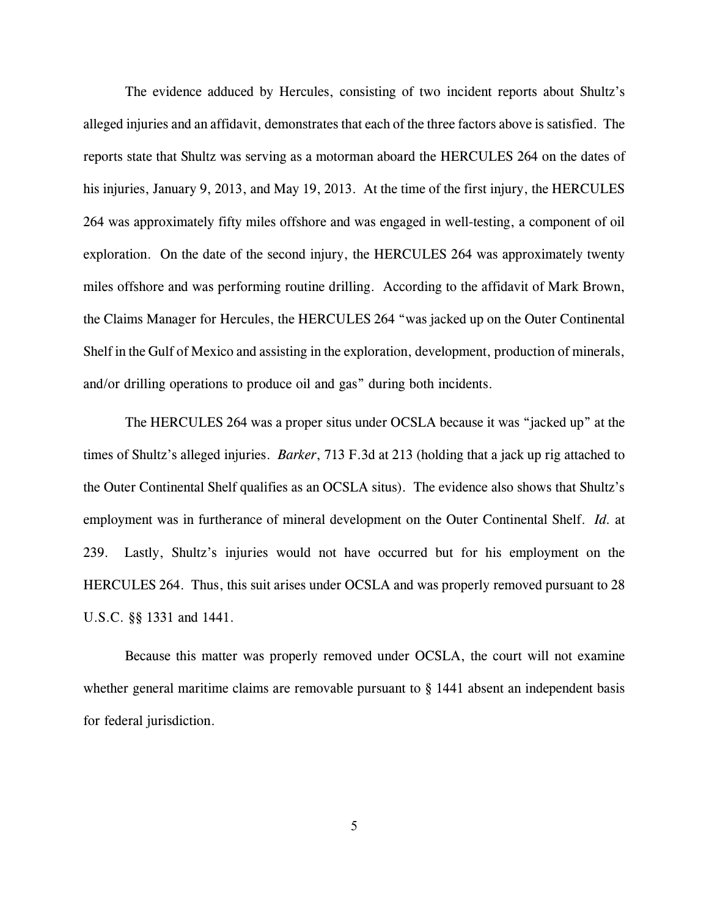The evidence adduced by Hercules, consisting of two incident reports about Shultz's alleged injuries and an affidavit, demonstrates that each of the three factors above is satisfied. The reports state that Shultz was serving as a motorman aboard the HERCULES 264 on the dates of his injuries, January 9, 2013, and May 19, 2013. At the time of the first injury, the HERCULES 264 was approximately fifty miles offshore and was engaged in well-testing, a component of oil exploration. On the date of the second injury, the HERCULES 264 was approximately twenty miles offshore and was performing routine drilling. According to the affidavit of Mark Brown, the Claims Manager for Hercules, the HERCULES 264 "was jacked up on the Outer Continental Shelf in the Gulf of Mexico and assisting in the exploration, development, production of minerals, and/or drilling operations to produce oil and gas" during both incidents.

The HERCULES 264 was a proper situs under OCSLA because it was "jacked up" at the times of Shultz's alleged injuries. *Barker*, 713 F.3d at 213 (holding that a jack up rig attached to the Outer Continental Shelf qualifies as an OCSLA situs). The evidence also shows that Shultz's employment was in furtherance of mineral development on the Outer Continental Shelf. *Id.* at 239. Lastly, Shultz's injuries would not have occurred but for his employment on the HERCULES 264. Thus, this suit arises under OCSLA and was properly removed pursuant to 28 U.S.C. §§ 1331 and 1441.

Because this matter was properly removed under OCSLA, the court will not examine whether general maritime claims are removable pursuant to § 1441 absent an independent basis for federal jurisdiction.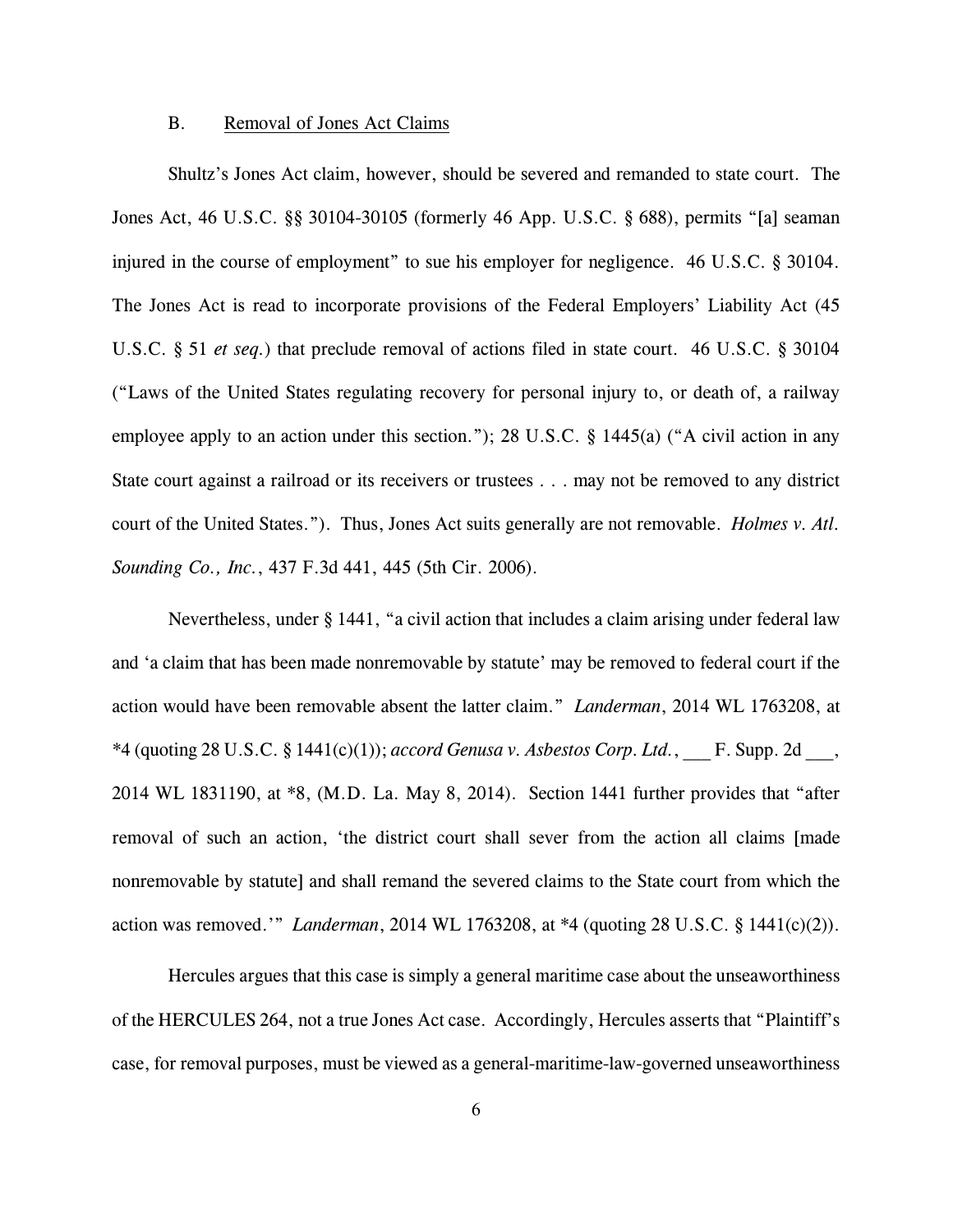### B. Removal of Jones Act Claims

Shultz's Jones Act claim, however, should be severed and remanded to state court. The Jones Act, 46 U.S.C. §§ 30104-30105 (formerly 46 App. U.S.C. § 688), permits "[a] seaman injured in the course of employment" to sue his employer for negligence. 46 U.S.C. § 30104. The Jones Act is read to incorporate provisions of the Federal Employers' Liability Act (45 U.S.C. § 51 *et seq.*) that preclude removal of actions filed in state court. 46 U.S.C. § 30104 ("Laws of the United States regulating recovery for personal injury to, or death of, a railway employee apply to an action under this section."); 28 U.S.C. § 1445(a) ("A civil action in any State court against a railroad or its receivers or trustees . . . may not be removed to any district court of the United States."). Thus, Jones Act suits generally are not removable. *Holmes v. Atl. Sounding Co., Inc.*, 437 F.3d 441, 445 (5th Cir. 2006).

Nevertheless, under § 1441, "a civil action that includes a claim arising under federal law and 'a claim that has been made nonremovable by statute' may be removed to federal court if the action would have been removable absent the latter claim." *Landerman*, 2014 WL 1763208, at *4 (quoting 28 U.S.C. § 1441(c)(1)); *accord Genusa v. Asbestos Corp. Ltd.*, ___ F. Supp. 2d ___, 2014 WL 1831190, at *8, (M.D. La. May 8, 2014). Section 1441 further provides that "after removal of such an action, 'the district court shall sever from the action all claims [made nonremovable by statute] and shall remand the severed claims to the State court from which the action was removed.'" *Landerman*, 2014 WL 1763208, at *4 (quoting 28 U.S.C. § 1441(c)(2)).

Hercules argues that this case is simply a general maritime case about the unseaworthiness of the HERCULES 264, not a true Jones Act case. Accordingly, Hercules asserts that "Plaintiff's case, for removal purposes, must be viewed as a general-maritime-law-governed unseaworthiness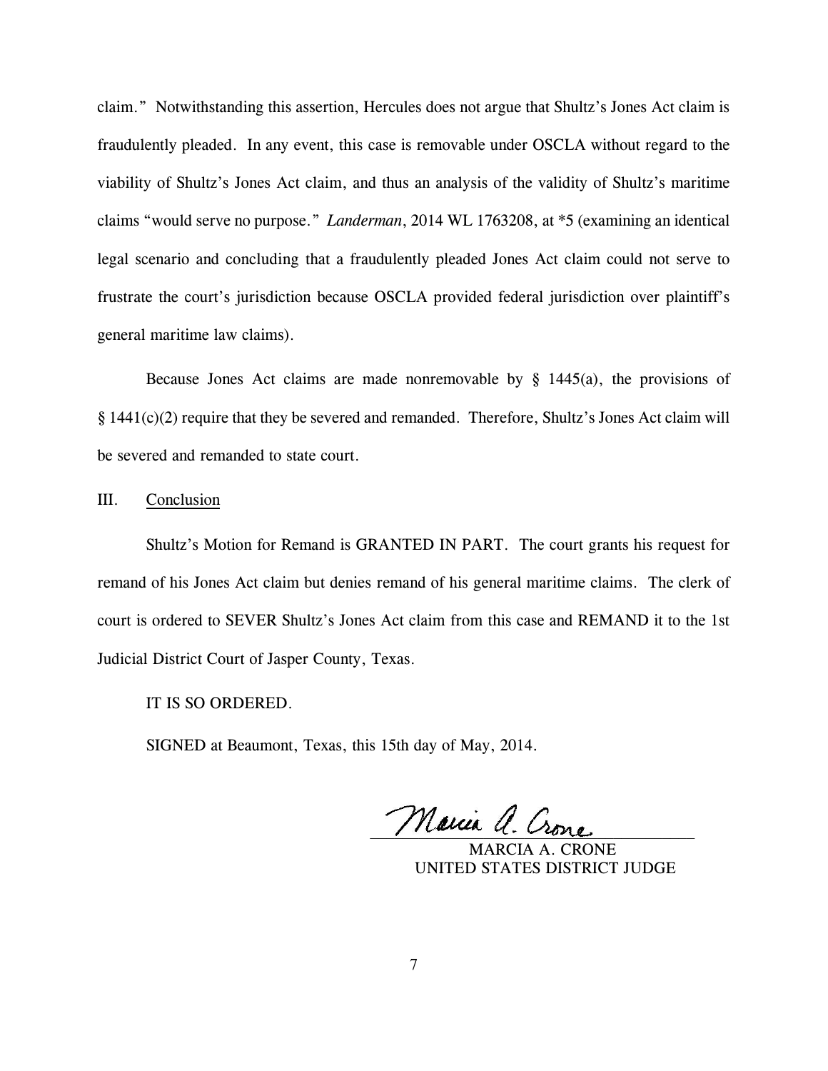claim." Notwithstanding this assertion, Hercules does not argue that Shultz's Jones Act claim is fraudulently pleaded. In any event, this case is removable under OSCLA without regard to the viability of Shultz's Jones Act claim, and thus an analysis of the validity of Shultz's maritime claims "would serve no purpose." *Landerman*, 2014 WL 1763208, at *5 (examining an identical legal scenario and concluding that a fraudulently pleaded Jones Act claim could not serve to frustrate the court's jurisdiction because OSCLA provided federal jurisdiction over plaintiff's general maritime law claims).

Because Jones Act claims are made nonremovable by § 1445(a), the provisions of § 1441(c)(2) require that they be severed and remanded. Therefore, Shultz's Jones Act claim will be severed and remanded to state court.

## III. Conclusion

Shultz's Motion for Remand is GRANTED IN PART. The court grants his request for remand of his Jones Act claim but denies remand of his general maritime claims. The clerk of court is ordered to SEVER Shultz's Jones Act claim from this case and REMAND it to the 1st Judicial District Court of Jasper County, Texas.

IT IS SO ORDERED.

SIGNED at Beaumont, Texas, this 15th day of May, 2014.

Marcia A. Crone

MARCIA A. CRONE
UNITED STATES DISTRICT JUDGE